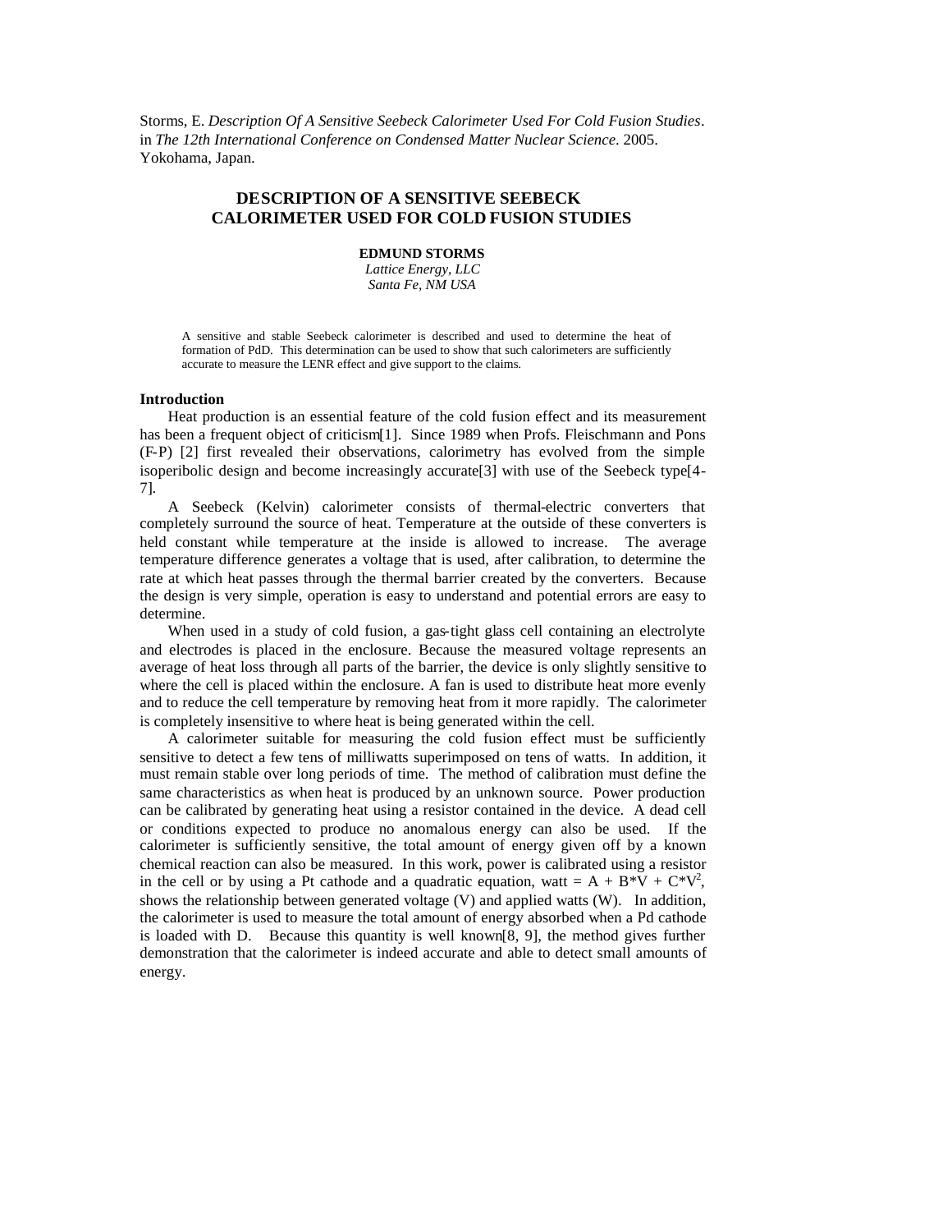Storms, E. *Description Of A Sensitive Seebeck Calorimeter Used For Cold Fusion Studies*. in *The 12th International Conference on Condensed Matter Nuclear Science*. 2005. Yokohama, Japan.

# DESCRIPTION OF A SENSITIVE SEEBECK CALORIMETER USED FOR COLD FUSION STUDIES

**EDMUND STORMS**

*Lattice Energy, LLC*
*Santa Fe, NM USA*

A sensitive and stable Seebeck calorimeter is described and used to determine the heat of formation of PdD. This determination can be used to show that such calorimeters are sufficiently accurate to measure the LENR effect and give support to the claims.

## Introduction

Heat production is an essential feature of the cold fusion effect and its measurement has been a frequent object of criticism[1]. Since 1989 when Profs. Fleischmann and Pons (F-P) [2] first revealed their observations, calorimetry has evolved from the simple isoperibolic design and become increasingly accurate[3] with use of the Seebeck type[4-7].

A Seebeck (Kelvin) calorimeter consists of thermal-electric converters that completely surround the source of heat. Temperature at the outside of these converters is held constant while temperature at the inside is allowed to increase. The average temperature difference generates a voltage that is used, after calibration, to determine the rate at which heat passes through the thermal barrier created by the converters. Because the design is very simple, operation is easy to understand and potential errors are easy to determine.

When used in a study of cold fusion, a gas-tight glass cell containing an electrolyte and electrodes is placed in the enclosure. Because the measured voltage represents an average of heat loss through all parts of the barrier, the device is only slightly sensitive to where the cell is placed within the enclosure. A fan is used to distribute heat more evenly and to reduce the cell temperature by removing heat from it more rapidly. The calorimeter is completely insensitive to where heat is being generated within the cell.

A calorimeter suitable for measuring the cold fusion effect must be sufficiently sensitive to detect a few tens of milliwatts superimposed on tens of watts. In addition, it must remain stable over long periods of time. The method of calibration must define the same characteristics as when heat is produced by an unknown source. Power production can be calibrated by generating heat using a resistor contained in the device. A dead cell or conditions expected to produce no anomalous energy can also be used. If the calorimeter is sufficiently sensitive, the total amount of energy given off by a known chemical reaction can also be measured. In this work, power is calibrated using a resistor in the cell or by using a Pt cathode and a quadratic equation, watt = $A + B*V + C*V^2$, shows the relationship between generated voltage (V) and applied watts (W). In addition, the calorimeter is used to measure the total amount of energy absorbed when a Pd cathode is loaded with D. Because this quantity is well known[8, 9], the method gives further demonstration that the calorimeter is indeed accurate and able to detect small amounts of energy.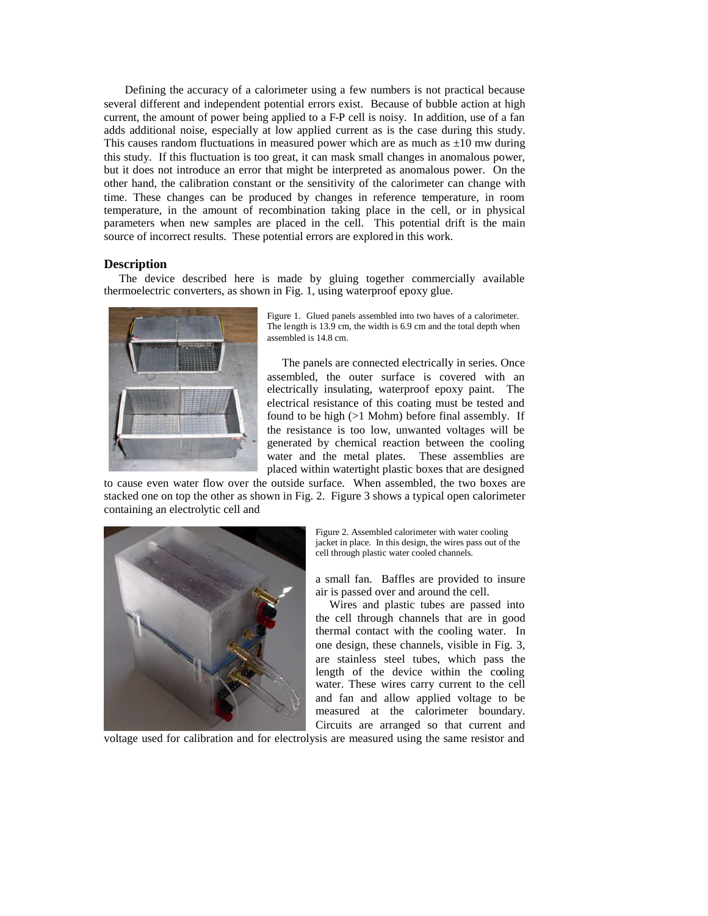Defining the accuracy of a calorimeter using a few numbers is not practical because several different and independent potential errors exist. Because of bubble action at high current, the amount of power being applied to a F-P cell is noisy. In addition, use of a fan adds additional noise, especially at low applied current as is the case during this study. This causes random fluctuations in measured power which are as much as ±10 mw during this study. If this fluctuation is too great, it can mask small changes in anomalous power, but it does not introduce an error that might be interpreted as anomalous power. On the other hand, the calibration constant or the sensitivity of the calorimeter can change with time. These changes can be produced by changes in reference temperature, in room temperature, in the amount of recombination taking place in the cell, or in physical parameters when new samples are placed in the cell. This potential drift is the main source of incorrect results. These potential errors are explored in this work.

## Description

The device described here is made by gluing together commercially available thermoelectric converters, as shown in Fig. 1, using waterproof epoxy glue.

Figure 1. Glued panels assembled into two haves of a calorimeter. The length is 13.9 cm, the width is 6.9 cm and the total depth when assembled is 14.8 cm.

The panels are connected electrically in series. Once assembled, the outer surface is covered with an electrically insulating, waterproof epoxy paint. The electrical resistance of this coating must be tested and found to be high (>1 Mohm) before final assembly. If the resistance is too low, unwanted voltages will be generated by chemical reaction between the cooling water and the metal plates. These assemblies are placed within watertight plastic boxes that are designed to cause even water flow over the outside surface. When assembled, the two boxes are stacked one on top the other as shown in Fig. 2. Figure 3 shows a typical open calorimeter containing an electrolytic cell and a small fan. Baffles are provided to insure air is passed over and around the cell.

Figure 2. Assembled calorimeter with water cooling jacket in place. In this design, the wires pass out of the cell through plastic water cooled channels.

Wires and plastic tubes are passed into the cell through channels that are in good thermal contact with the cooling water. In one design, these channels, visible in Fig. 3, are stainless steel tubes, which pass the length of the device within the cooling water. These wires carry current to the cell and fan and allow applied voltage to be measured at the calorimeter boundary. Circuits are arranged so that current and voltage used for calibration and for electrolysis are measured using the same resistor and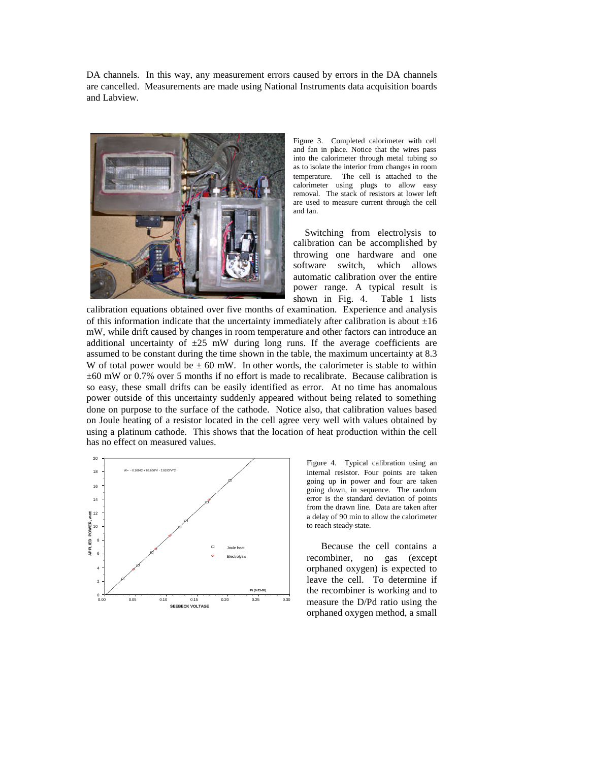DA channels. In this way, any measurement errors caused by errors in the DA channels are cancelled. Measurements are made using National Instruments data acquisition boards and Labview.

Figure 3. Completed calorimeter with cell and fan in place. Notice that the wires pass into the calorimeter through metal tubing so as to isolate the interior from changes in room temperature. The cell is attached to the calorimeter using plugs to allow easy removal. The stack of resistors at lower left are used to measure current through the cell and fan.

Switching from electrolysis to calibration can be accomplished by throwing one hardware and one software switch, which allows automatic calibration over the entire power range. A typical result is shown in Fig. 4. Table 1 lists calibration equations obtained over five months of examination. Experience and analysis of this information indicate that the uncertainty immediately after calibration is about ±16 mW, while drift caused by changes in room temperature and other factors can introduce an additional uncertainty of ±25 mW during long runs. If the average coefficients are assumed to be constant during the time shown in the table, the maximum uncertainty at 8.3 W of total power would be ± 60 mW. In other words, the calorimeter is stable to within ±60 mW or 0.7% over 5 months if no effort is made to recalibrate. Because calibration is so easy, these small drifts can be easily identified as error. At no time has anomalous power outside of this uncertainty suddenly appeared without being related to something done on purpose to the surface of the cathode. Notice also, that calibration values based on Joule heating of a resistor located in the cell agree very well with values obtained by using a platinum cathode. This shows that the location of heat production within the cell has no effect on measured values.

Figure 4. Typical calibration using an internal resistor. Four points are taken going up in power and four are taken going down, in sequence. The random error is the standard deviation of points from the drawn line. Data are taken after a delay of 90 min to allow the calorimeter to reach steady-state.

Because the cell contains a recombiner, no gas (except orphaned oxygen) is expected to leave the cell. To determine if the recombiner is working and to measure the D/Pd ratio using the orphaned oxygen method, a small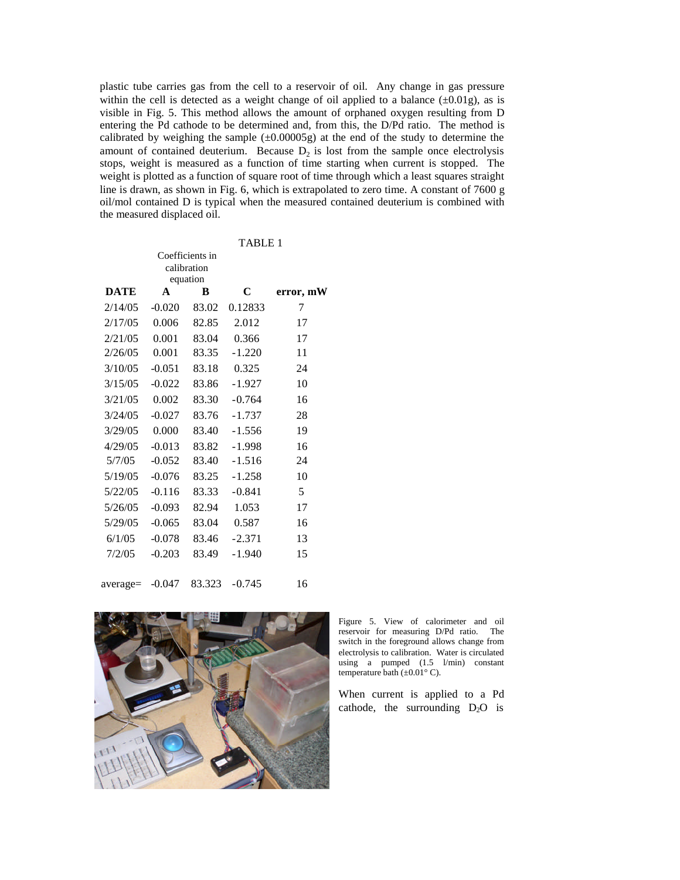plastic tube carries gas from the cell to a reservoir of oil. Any change in gas pressure within the cell is detected as a weight change of oil applied to a balance (±0.01g), as is visible in Fig. 5. This method allows the amount of orphaned oxygen resulting from D entering the Pd cathode to be determined and, from this, the D/Pd ratio. The method is calibrated by weighing the sample (±0.00005g) at the end of the study to determine the amount of contained deuterium. Because $D_2$ is lost from the sample once electrolysis stops, weight is measured as a function of time starting when current is stopped. The weight is plotted as a function of square root of time through which a least squares straight line is drawn, as shown in Fig. 6, which is extrapolated to zero time. A constant of 7600 g oil/mol contained D is typical when the measured contained deuterium is combined with the measured displaced oil.

TABLE 1

| | Coefficients in calibration equation | | | |
|---|---|---|---|---|
| **DATE** | **A** | **B** | **C** | **error, mW** |
| 2/14/05 | -0.020 | 83.02 | 0.12833 | 7 |
| 2/17/05 | 0.006 | 82.85 | 2.012 | 17 |
| 2/21/05 | 0.001 | 83.04 | 0.366 | 17 |
| 2/26/05 | 0.001 | 83.35 | -1.220 | 11 |
| 3/10/05 | -0.051 | 83.18 | 0.325 | 24 |
| 3/15/05 | -0.022 | 83.86 | -1.927 | 10 |
| 3/21/05 | 0.002 | 83.30 | -0.764 | 16 |
| 3/24/05 | -0.027 | 83.76 | -1.737 | 28 |
| 3/29/05 | 0.000 | 83.40 | -1.556 | 19 |
| 4/29/05 | -0.013 | 83.82 | -1.998 | 16 |
| 5/7/05 | -0.052 | 83.40 | -1.516 | 24 |
| 5/19/05 | -0.076 | 83.25 | -1.258 | 10 |
| 5/22/05 | -0.116 | 83.33 | -0.841 | 5 |
| 5/26/05 | -0.093 | 82.94 | 1.053 | 17 |
| 5/29/05 | -0.065 | 83.04 | 0.587 | 16 |
| 6/1/05 | -0.078 | 83.46 | -2.371 | 13 |
| 7/2/05 | -0.203 | 83.49 | -1.940 | 15 |
| average= | -0.047 | 83.323 | -0.745 | 16 |

Figure 5. View of calorimeter and oil reservoir for measuring D/Pd ratio. The switch in the foreground allows change from electrolysis to calibration. Water is circulated using a pumped (1.5 l/min) constant temperature bath (±0.01° C).

When current is applied to a Pd cathode, the surrounding $D_2O$ is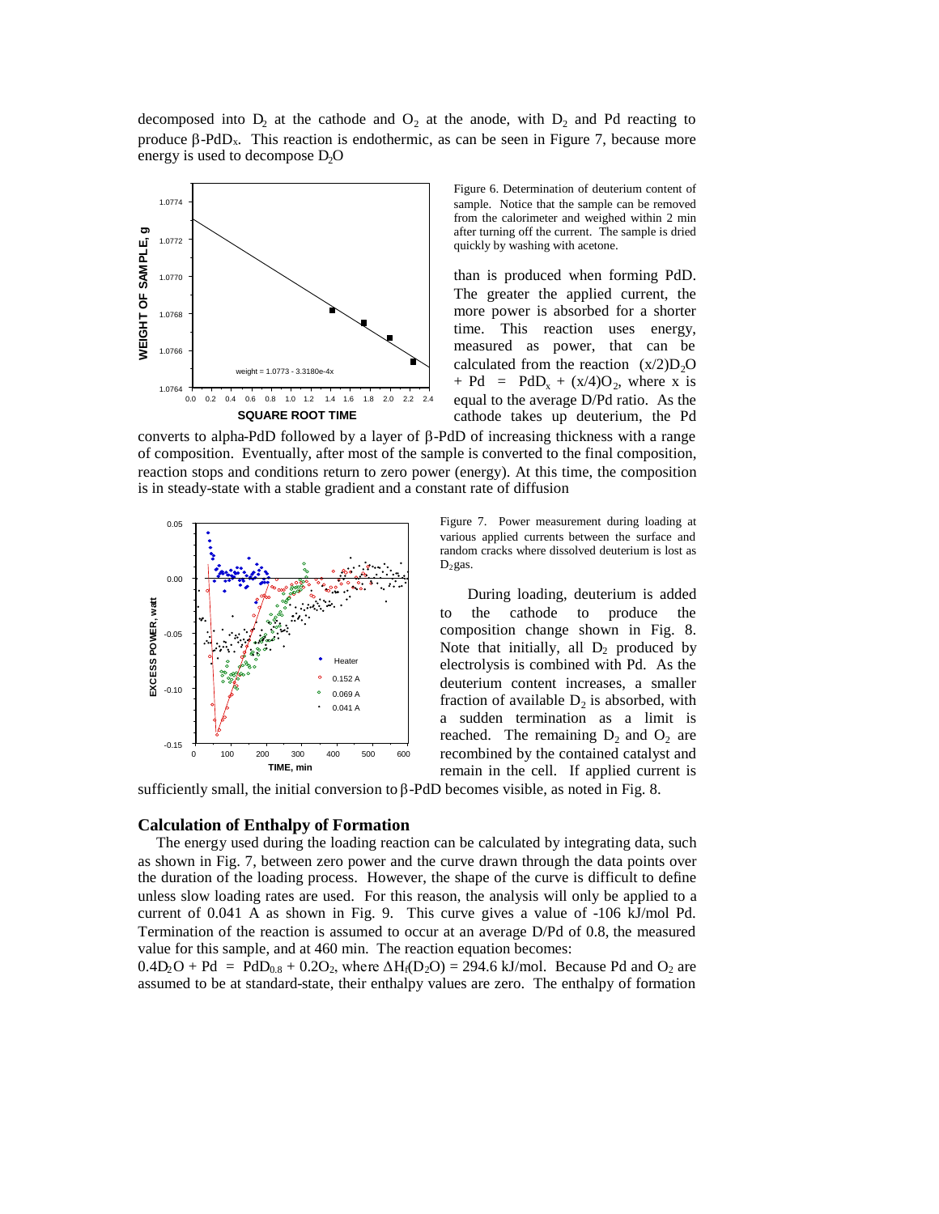decomposed into $D_2$ at the cathode and $O_2$ at the anode, with $D_2$ and Pd reacting to produce β-$PdD_x$. This reaction is endothermic, as can be seen in Figure 7, because more energy is used to decompose $D_2O$ than is produced when forming PdD. The greater the applied current, the more power is absorbed for a shorter time. This reaction uses energy, measured as power, that can be calculated from the reaction $(x/2)D_2O + Pd = PdD_x + (x/4)O_2$, where x is equal to the average D/Pd ratio. As the cathode takes up deuterium, the Pd converts to alpha-PdD followed by a layer of β-PdD of increasing thickness with a range of composition. Eventually, after most of the sample is converted to the final composition, reaction stops and conditions return to zero power (energy). At this time, the composition is in steady-state with a stable gradient and a constant rate of diffusion

Figure 6. Determination of deuterium content of sample. Notice that the sample can be removed from the calorimeter and weighed within 2 min after turning off the current. The sample is dried quickly by washing with acetone.

Figure 7. Power measurement during loading at various applied currents between the surface and random cracks where dissolved deuterium is lost as $D_2$ gas.

During loading, deuterium is added to the cathode to produce the composition change shown in Fig. 8. Note that initially, all $D_2$ produced by electrolysis is combined with Pd. As the deuterium content increases, a smaller fraction of available $D_2$ is absorbed, with a sudden termination as a limit is reached. The remaining $D_2$ and $O_2$ are recombined by the contained catalyst and remain in the cell. If applied current is sufficiently small, the initial conversion to β-PdD becomes visible, as noted in Fig. 8.

## Calculation of Enthalpy of Formation

The energy used during the loading reaction can be calculated by integrating data, such as shown in Fig. 7, between zero power and the curve drawn through the data points over the duration of the loading process. However, the shape of the curve is difficult to define unless slow loading rates are used. For this reason, the analysis will only be applied to a current of 0.041 A as shown in Fig. 9. This curve gives a value of -106 kJ/mol Pd. Termination of the reaction is assumed to occur at an average D/Pd of 0.8, the measured value for this sample, and at 460 min. The reaction equation becomes:

$0.4D_2O + Pd = PdD_{0.8} + 0.2O_2$, where $\Delta H_f(D_2O) = 294.6$ kJ/mol. Because Pd and $O_2$ are assumed to be at standard-state, their enthalpy values are zero. The enthalpy of formation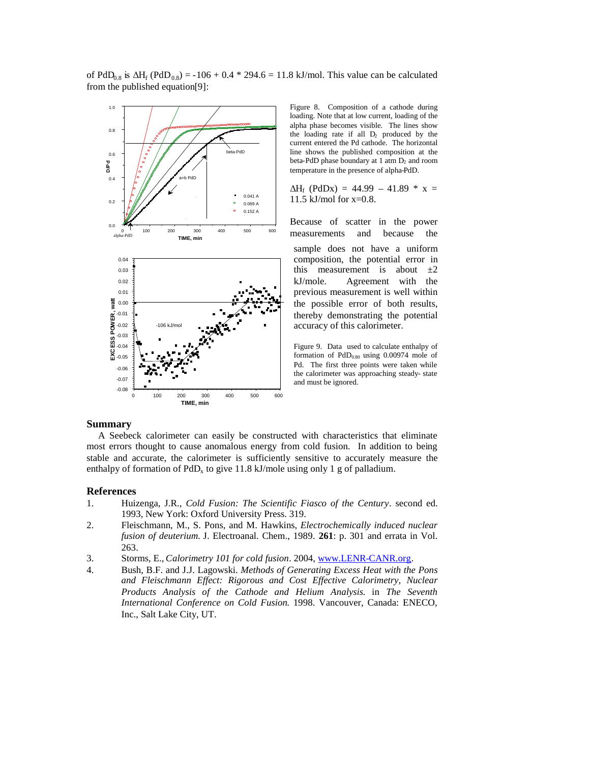of $PdD_{0.8}$ is $\Delta H_f (PdD_{0.8}) = -106 + 0.4 * 294.6 = 11.8$ kJ/mol. This value can be calculated from the published equation[9]:

Figure 8. Composition of a cathode during loading. Note that at low current, loading of the alpha phase becomes visible. The lines show the loading rate if all $D_2$ produced by the current entered the Pd cathode. The horizontal line shows the published composition at the beta-PdD phase boundary at 1 atm $D_2$ and room temperature in the presence of alpha-PdD.

$\Delta H_f (PdDx) = 44.99 - 41.89 * x = 11.5$ kJ/mol for x=0.8.

Because of scatter in the power measurements and because the sample does not have a uniform composition, the potential error in this measurement is about ±2 kJ/mole. Agreement with the previous measurement is well within the possible error of both results, thereby demonstrating the potential accuracy of this calorimeter.

Figure 9. Data used to calculate enthalpy of formation of $PdD_{0.80}$ using 0.00974 mole of Pd. The first three points were taken while the calorimeter was approaching steady- state and must be ignored.

## Summary

A Seebeck calorimeter can easily be constructed with characteristics that eliminate most errors thought to cause anomalous energy from cold fusion. In addition to being stable and accurate, the calorimeter is sufficiently sensitive to accurately measure the enthalpy of formation of $PdD_x$ to give 11.8 kJ/mole using only 1 g of palladium.

## References

1. Huizenga, J.R., *Cold Fusion: The Scientific Fiasco of the Century*. second ed. 1993, New York: Oxford University Press. 319.
2. Fleischmann, M., S. Pons, and M. Hawkins, *Electrochemically induced nuclear fusion of deuterium.* J. Electroanal. Chem., 1989. **261**: p. 301 and errata in Vol. 263.
3. Storms, E., *Calorimetry 101 for cold fusion*. 2004, www.LENR-CANR.org.
4. Bush, B.F. and J.J. Lagowski. *Methods of Generating Excess Heat with the Pons and Fleischmann Effect: Rigorous and Cost Effective Calorimetry, Nuclear Products Analysis of the Cathode and Helium Analysis.* in *The Seventh International Conference on Cold Fusion.* 1998. Vancouver, Canada: ENECO, Inc., Salt Lake City, UT.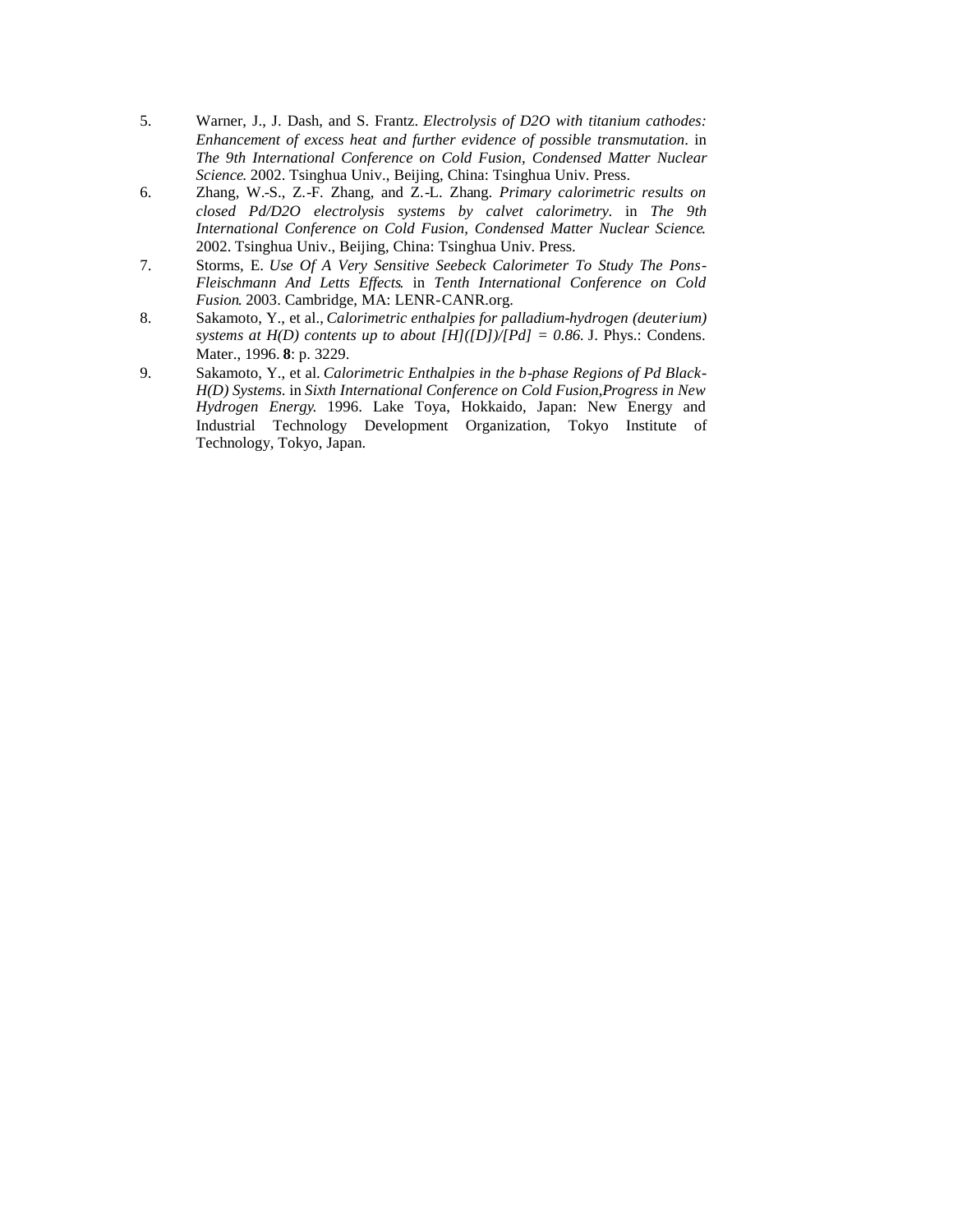5. Warner, J., J. Dash, and S. Frantz. *Electrolysis of D2O with titanium cathodes: Enhancement of excess heat and further evidence of possible transmutation*. in *The 9th International Conference on Cold Fusion, Condensed Matter Nuclear Science*. 2002. Tsinghua Univ., Beijing, China: Tsinghua Univ. Press.
6. Zhang, W.-S., Z.-F. Zhang, and Z.-L. Zhang. *Primary calorimetric results on closed Pd/D2O electrolysis systems by calvet calorimetry*. in *The 9th International Conference on Cold Fusion, Condensed Matter Nuclear Science*. 2002. Tsinghua Univ., Beijing, China: Tsinghua Univ. Press.
7. Storms, E. *Use Of A Very Sensitive Seebeck Calorimeter To Study The Pons-Fleischmann And Letts Effects*. in *Tenth International Conference on Cold Fusion*. 2003. Cambridge, MA: LENR-CANR.org.
8. Sakamoto, Y., et al., *Calorimetric enthalpies for palladium-hydrogen (deuterium) systems at H(D) contents up to about [H]([D])/[Pd] = 0.86*. J. Phys.: Condens. Mater., 1996. **8**: p. 3229.
9. Sakamoto, Y., et al. *Calorimetric Enthalpies in the b-phase Regions of Pd Black-H(D) Systems*. in *Sixth International Conference on Cold Fusion,Progress in New Hydrogen Energy*. 1996. Lake Toya, Hokkaido, Japan: New Energy and Industrial Technology Development Organization, Tokyo Institute of Technology, Tokyo, Japan.